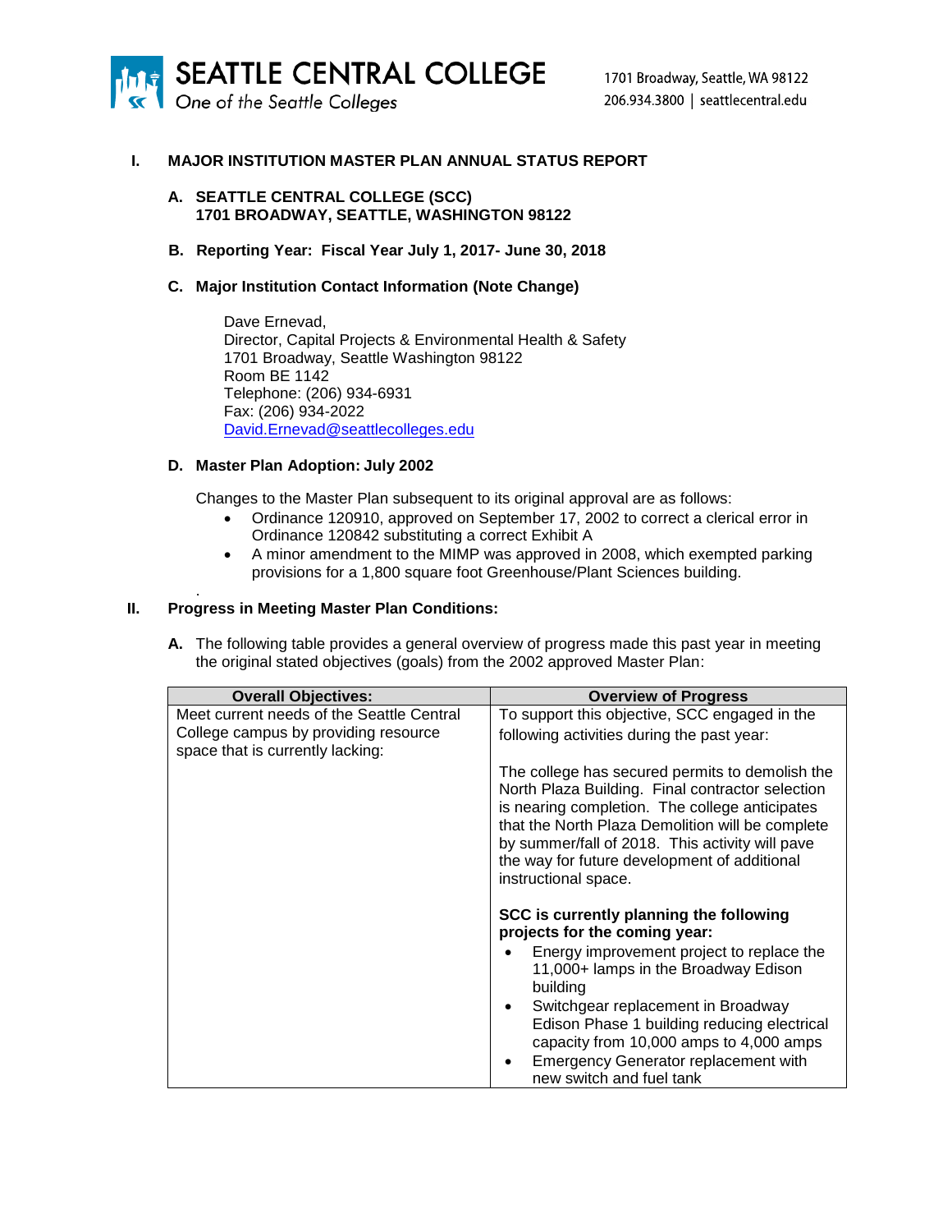**SEATTLE CENTRAL COLLEGE**
*One of the Seattle Colleges*

1701 Broadway, Seattle, WA 98122
206.934.3800 | seattlecentral.edu

# I. MAJOR INSTITUTION MASTER PLAN ANNUAL STATUS REPORT

## A. SEATTLE CENTRAL COLLEGE (SCC)
## 1701 BROADWAY, SEATTLE, WASHINGTON 98122

## B. Reporting Year: Fiscal Year July 1, 2017- June 30, 2018

## C. Major Institution Contact Information (Note Change)

Dave Ernevad,
Director, Capital Projects & Environmental Health & Safety
1701 Broadway, Seattle Washington 98122
Room BE 1142
Telephone: (206) 934-6931
Fax: (206) 934-2022
David.Ernevad@seattlecolleges.edu

## D. Master Plan Adoption: July 2002

Changes to the Master Plan subsequent to its original approval are as follows:

- Ordinance 120910, approved on September 17, 2002 to correct a clerical error in Ordinance 120842 substituting a correct Exhibit A
- A minor amendment to the MIMP was approved in 2008, which exempted parking provisions for a 1,800 square foot Greenhouse/Plant Sciences building.

# II. Progress in Meeting Master Plan Conditions:

**A.** The following table provides a general overview of progress made this past year in meeting the original stated objectives (goals) from the 2002 approved Master Plan:

| Overall Objectives: | Overview of Progress |
|---|---|
| Meet current needs of the Seattle Central College campus by providing resource space that is currently lacking: | To support this objective, SCC engaged in the following activities during the past year:<br><br>The college has secured permits to demolish the North Plaza Building. Final contractor selection is nearing completion. The college anticipates that the North Plaza Demolition will be complete by summer/fall of 2018. This activity will pave the way for future development of additional instructional space.<br><br>**SCC is currently planning the following projects for the coming year:**<br>• Energy improvement project to replace the 11,000+ lamps in the Broadway Edison building<br>• Switchgear replacement in Broadway Edison Phase 1 building reducing electrical capacity from 10,000 amps to 4,000 amps<br>• Emergency Generator replacement with new switch and fuel tank |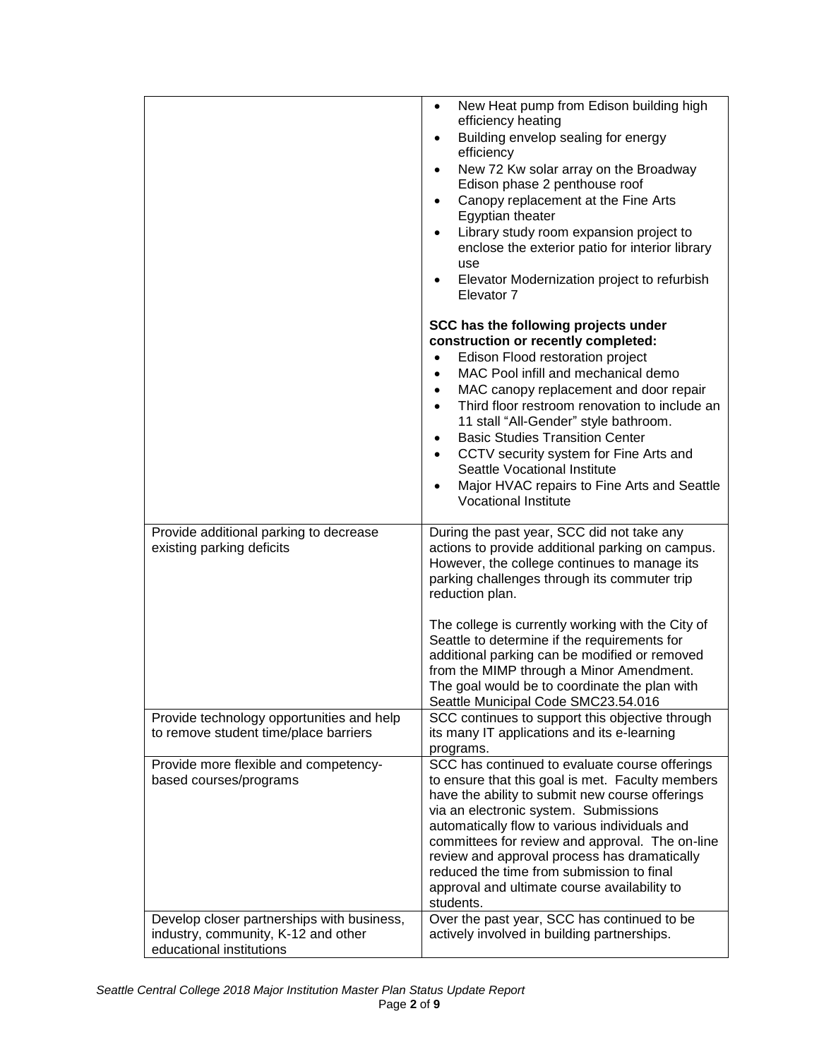| | |
|---|---|
| | • New Heat pump from Edison building high efficiency heating<br>• Building envelop sealing for energy efficiency<br>• New 72 Kw solar array on the Broadway Edison phase 2 penthouse roof<br>• Canopy replacement at the Fine Arts Egyptian theater<br>• Library study room expansion project to enclose the exterior patio for interior library use<br>• Elevator Modernization project to refurbish Elevator 7<br><br>**SCC has the following projects under construction or recently completed:**<br>• Edison Flood restoration project<br>• MAC Pool infill and mechanical demo<br>• MAC canopy replacement and door repair<br>• Third floor restroom renovation to include an 11 stall "All-Gender" style bathroom.<br>• Basic Studies Transition Center<br>• CCTV security system for Fine Arts and Seattle Vocational Institute<br>• Major HVAC repairs to Fine Arts and Seattle Vocational Institute |
| Provide additional parking to decrease existing parking deficits | During the past year, SCC did not take any actions to provide additional parking on campus. However, the college continues to manage its parking challenges through its commuter trip reduction plan.<br><br>The college is currently working with the City of Seattle to determine if the requirements for additional parking can be modified or removed from the MIMP through a Minor Amendment. The goal would be to coordinate the plan with Seattle Municipal Code SMC23.54.016 |
| Provide technology opportunities and help to remove student time/place barriers | SCC continues to support this objective through its many IT applications and its e-learning programs. |
| Provide more flexible and competency-based courses/programs | SCC has continued to evaluate course offerings to ensure that this goal is met. Faculty members have the ability to submit new course offerings via an electronic system. Submissions automatically flow to various individuals and committees for review and approval. The on-line review and approval process has dramatically reduced the time from submission to final approval and ultimate course availability to students. |
| Develop closer partnerships with business, industry, community, K-12 and other educational institutions | Over the past year, SCC has continued to be actively involved in building partnerships. |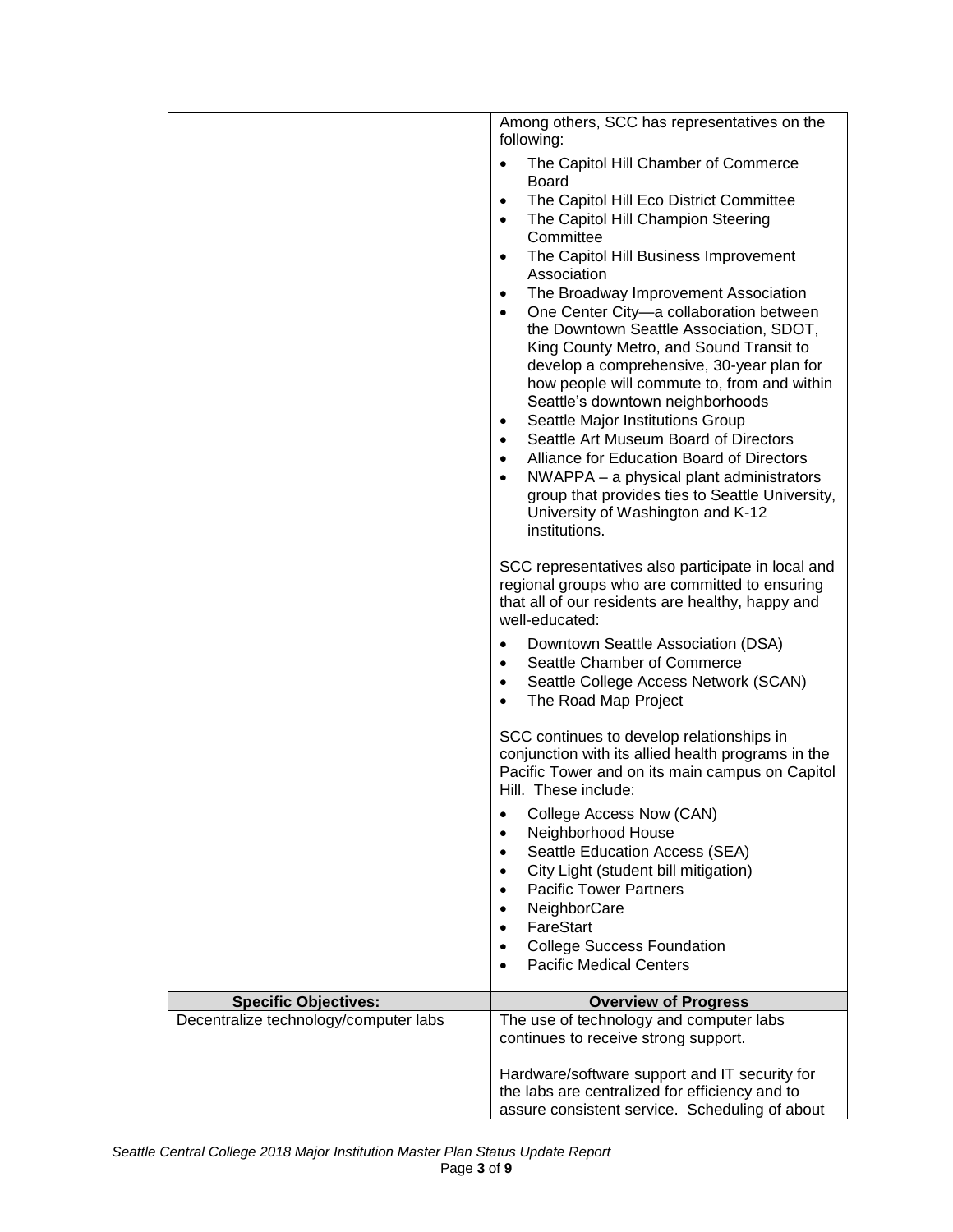| | |
|---|---|
| | Among others, SCC has representatives on the following:<br><br>• The Capitol Hill Chamber of Commerce Board<br>• The Capitol Hill Eco District Committee<br>• The Capitol Hill Champion Steering Committee<br>• The Capitol Hill Business Improvement Association<br>• The Broadway Improvement Association<br>• One Center City—a collaboration between the Downtown Seattle Association, SDOT, King County Metro, and Sound Transit to develop a comprehensive, 30-year plan for how people will commute to, from and within Seattle's downtown neighborhoods<br>• Seattle Major Institutions Group<br>• Seattle Art Museum Board of Directors<br>• Alliance for Education Board of Directors<br>• NWAPPA – a physical plant administrators group that provides ties to Seattle University, University of Washington and K-12 institutions.<br><br>SCC representatives also participate in local and regional groups who are committed to ensuring that all of our residents are healthy, happy and well-educated:<br><br>• Downtown Seattle Association (DSA)<br>• Seattle Chamber of Commerce<br>• Seattle College Access Network (SCAN)<br>• The Road Map Project<br><br>SCC continues to develop relationships in conjunction with its allied health programs in the Pacific Tower and on its main campus on Capitol Hill. These include:<br><br>• College Access Now (CAN)<br>• Neighborhood House<br>• Seattle Education Access (SEA)<br>• City Light (student bill mitigation)<br>• Pacific Tower Partners<br>• NeighborCare<br>• FareStart<br>• College Success Foundation<br>• Pacific Medical Centers |
| **Specific Objectives:** | **Overview of Progress** |
| Decentralize technology/computer labs | The use of technology and computer labs continues to receive strong support.<br><br>Hardware/software support and IT security for the labs are centralized for efficiency and to assure consistent service. Scheduling of about |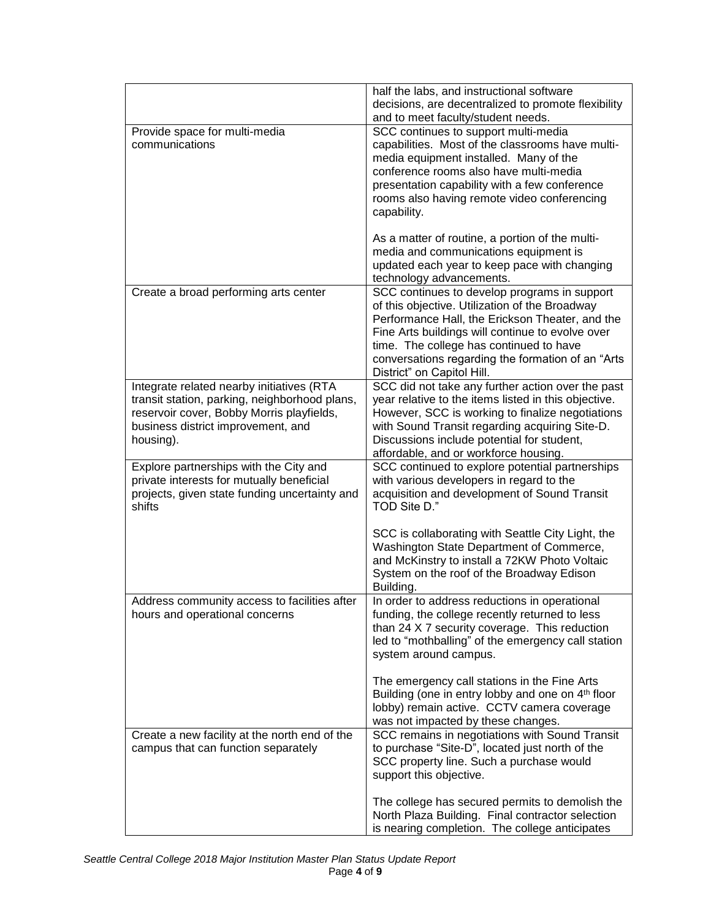| | |
|---|---|
| | half the labs, and instructional software decisions, are decentralized to promote flexibility and to meet faculty/student needs. |
| Provide space for multi-media communications | SCC continues to support multi-media capabilities. Most of the classrooms have multi-media equipment installed. Many of the conference rooms also have multi-media presentation capability with a few conference rooms also having remote video conferencing capability.<br><br>As a matter of routine, a portion of the multi-media and communications equipment is updated each year to keep pace with changing technology advancements. |
| Create a broad performing arts center | SCC continues to develop programs in support of this objective. Utilization of the Broadway Performance Hall, the Erickson Theater, and the Fine Arts buildings will continue to evolve over time. The college has continued to have conversations regarding the formation of an "Arts District" on Capitol Hill. |
| Integrate related nearby initiatives (RTA transit station, parking, neighborhood plans, reservoir cover, Bobby Morris playfields, business district improvement, and housing). | SCC did not take any further action over the past year relative to the items listed in this objective. However, SCC is working to finalize negotiations with Sound Transit regarding acquiring Site-D. Discussions include potential for student, affordable, and or workforce housing. |
| Explore partnerships with the City and private interests for mutually beneficial projects, given state funding uncertainty and shifts | SCC continued to explore potential partnerships with various developers in regard to the acquisition and development of Sound Transit TOD Site D."<br><br>SCC is collaborating with Seattle City Light, the Washington State Department of Commerce, and McKinstry to install a 72KW Photo Voltaic System on the roof of the Broadway Edison Building. |
| Address community access to facilities after hours and operational concerns | In order to address reductions in operational funding, the college recently returned to less than 24 X 7 security coverage. This reduction led to "mothballing" of the emergency call station system around campus.<br><br>The emergency call stations in the Fine Arts Building (one in entry lobby and one on 4th floor lobby) remain active. CCTV camera coverage was not impacted by these changes. |
| Create a new facility at the north end of the campus that can function separately | SCC remains in negotiations with Sound Transit to purchase "Site-D", located just north of the SCC property line. Such a purchase would support this objective.<br><br>The college has secured permits to demolish the North Plaza Building. Final contractor selection is nearing completion. The college anticipates |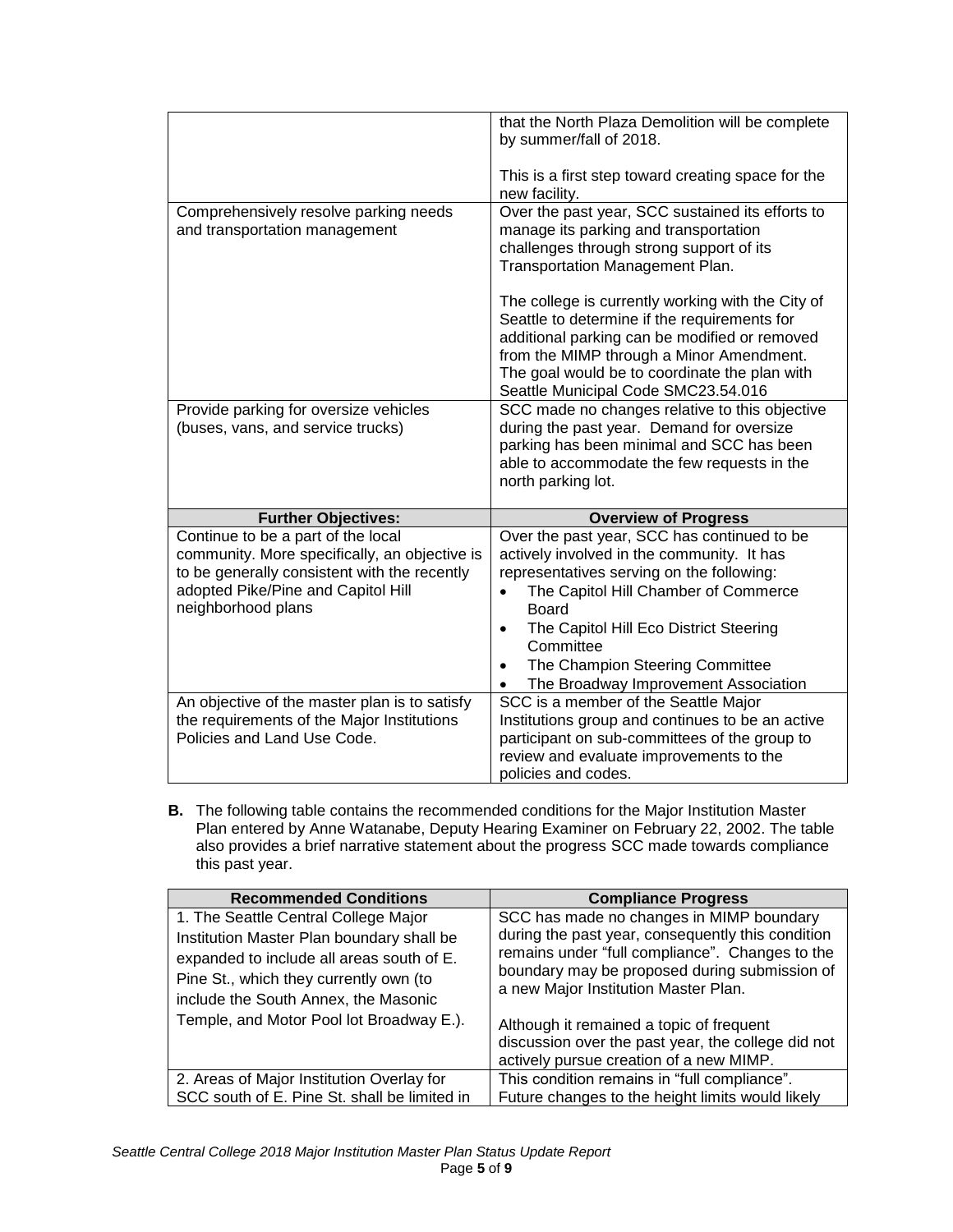| | |
|---|---|
| | that the North Plaza Demolition will be complete by summer/fall of 2018.<br><br>This is a first step toward creating space for the new facility. |
| Comprehensively resolve parking needs and transportation management | Over the past year, SCC sustained its efforts to manage its parking and transportation challenges through strong support of its Transportation Management Plan.<br><br>The college is currently working with the City of Seattle to determine if the requirements for additional parking can be modified or removed from the MIMP through a Minor Amendment. The goal would be to coordinate the plan with Seattle Municipal Code SMC23.54.016 |
| Provide parking for oversize vehicles (buses, vans, and service trucks) | SCC made no changes relative to this objective during the past year. Demand for oversize parking has been minimal and SCC has been able to accommodate the few requests in the north parking lot. |
| **Further Objectives:** | **Overview of Progress** |
| Continue to be a part of the local community. More specifically, an objective is to be generally consistent with the recently adopted Pike/Pine and Capitol Hill neighborhood plans | Over the past year, SCC has continued to be actively involved in the community. It has representatives serving on the following:<br>• The Capitol Hill Chamber of Commerce Board<br>• The Capitol Hill Eco District Steering Committee<br>• The Champion Steering Committee<br>• The Broadway Improvement Association |
| An objective of the master plan is to satisfy the requirements of the Major Institutions Policies and Land Use Code. | SCC is a member of the Seattle Major Institutions group and continues to be an active participant on sub-committees of the group to review and evaluate improvements to the policies and codes. |

**B.** The following table contains the recommended conditions for the Major Institution Master Plan entered by Anne Watanabe, Deputy Hearing Examiner on February 22, 2002. The table also provides a brief narrative statement about the progress SCC made towards compliance this past year.

| Recommended Conditions | Compliance Progress |
|---|---|
| 1. The Seattle Central College Major Institution Master Plan boundary shall be expanded to include all areas south of E. Pine St., which they currently own (to include the South Annex, the Masonic Temple, and Motor Pool lot Broadway E.). | SCC has made no changes in MIMP boundary during the past year, consequently this condition remains under "full compliance". Changes to the boundary may be proposed during submission of a new Major Institution Master Plan.<br><br>Although it remained a topic of frequent discussion over the past year, the college did not actively pursue creation of a new MIMP. |
| 2. Areas of Major Institution Overlay for SCC south of E. Pine St. shall be limited in | This condition remains in "full compliance". Future changes to the height limits would likely |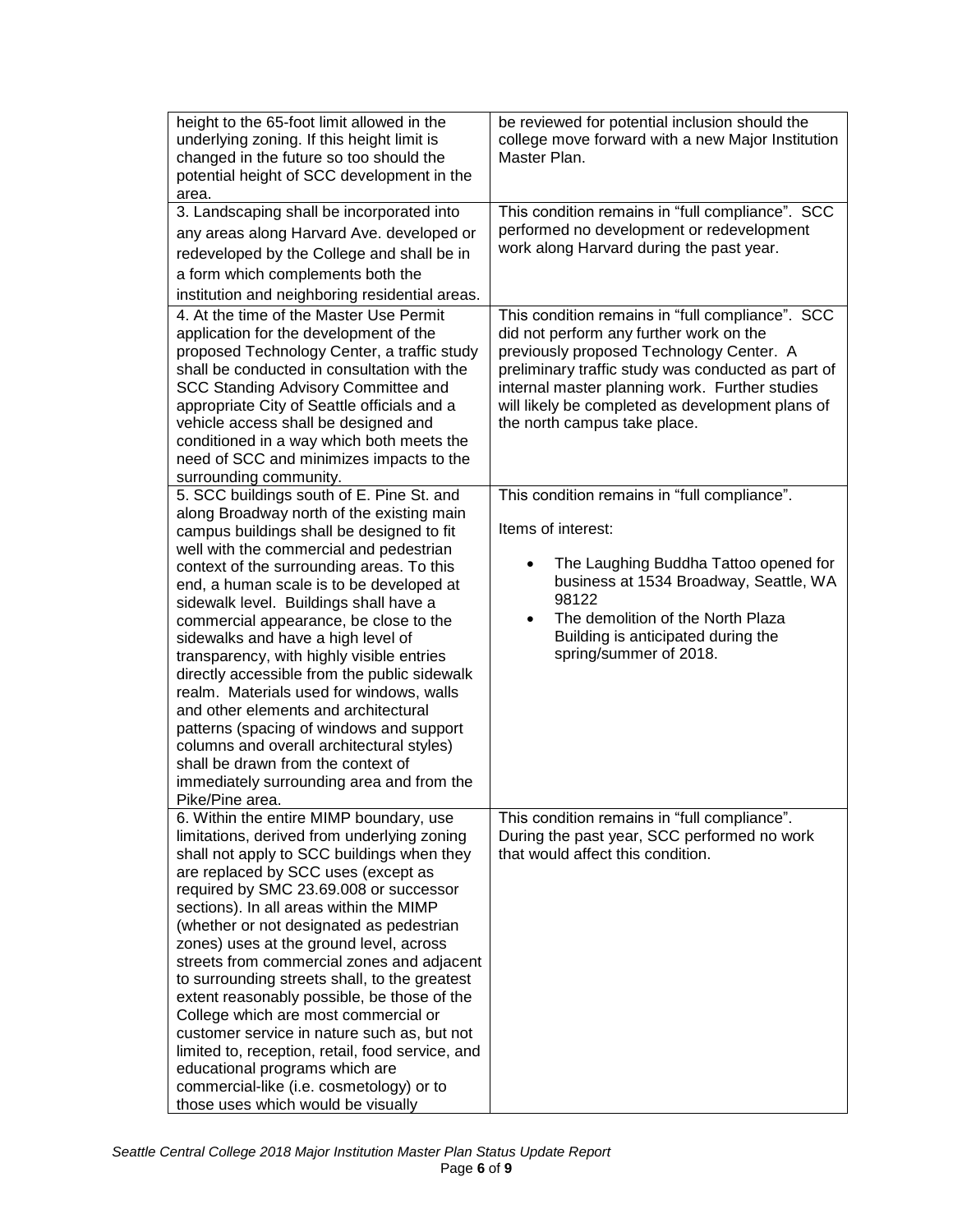| | |
|---|---|
| height to the 65-foot limit allowed in the underlying zoning. If this height limit is changed in the future so too should the potential height of SCC development in the area. | be reviewed for potential inclusion should the college move forward with a new Major Institution Master Plan. |
| 3. Landscaping shall be incorporated into any areas along Harvard Ave. developed or redeveloped by the College and shall be in a form which complements both the institution and neighboring residential areas. | This condition remains in "full compliance". SCC performed no development or redevelopment work along Harvard during the past year. |
| 4. At the time of the Master Use Permit application for the development of the proposed Technology Center, a traffic study shall be conducted in consultation with the SCC Standing Advisory Committee and appropriate City of Seattle officials and a vehicle access shall be designed and conditioned in a way which both meets the need of SCC and minimizes impacts to the surrounding community. | This condition remains in "full compliance". SCC did not perform any further work on the previously proposed Technology Center. A preliminary traffic study was conducted as part of internal master planning work. Further studies will likely be completed as development plans of the north campus take place. |
| 5. SCC buildings south of E. Pine St. and along Broadway north of the existing main campus buildings shall be designed to fit well with the commercial and pedestrian context of the surrounding areas. To this end, a human scale is to be developed at sidewalk level. Buildings shall have a commercial appearance, be close to the sidewalks and have a high level of transparency, with highly visible entries directly accessible from the public sidewalk realm. Materials used for windows, walls and other elements and architectural patterns (spacing of windows and support columns and overall architectural styles) shall be drawn from the context of immediately surrounding area and from the Pike/Pine area. | This condition remains in "full compliance".<br><br>Items of interest:<br><br>• The Laughing Buddha Tattoo opened for business at 1534 Broadway, Seattle, WA 98122<br>• The demolition of the North Plaza Building is anticipated during the spring/summer of 2018. |
| 6. Within the entire MIMP boundary, use limitations, derived from underlying zoning shall not apply to SCC buildings when they are replaced by SCC uses (except as required by SMC 23.69.008 or successor sections). In all areas within the MIMP (whether or not designated as pedestrian zones) uses at the ground level, across streets from commercial zones and adjacent to surrounding streets shall, to the greatest extent reasonably possible, be those of the College which are most commercial or customer service in nature such as, but not limited to, reception, retail, food service, and educational programs which are commercial-like (i.e. cosmetology) or to those uses which would be visually | This condition remains in "full compliance". During the past year, SCC performed no work that would affect this condition. |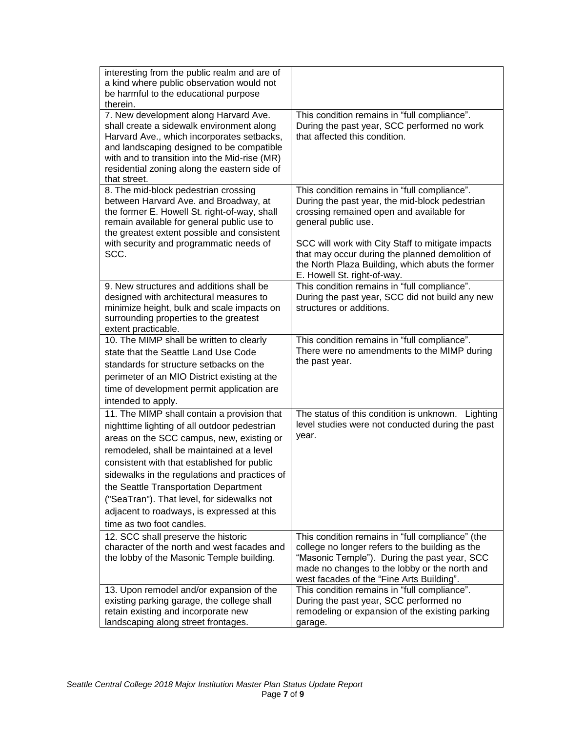| | |
|---|---|
| interesting from the public realm and are of a kind where public observation would not be harmful to the educational purpose therein. | |
| 7. New development along Harvard Ave. shall create a sidewalk environment along Harvard Ave., which incorporates setbacks, and landscaping designed to be compatible with and to transition into the Mid-rise (MR) residential zoning along the eastern side of that street. | This condition remains in "full compliance". During the past year, SCC performed no work that affected this condition. |
| 8. The mid-block pedestrian crossing between Harvard Ave. and Broadway, at the former E. Howell St. right-of-way, shall remain available for general public use to the greatest extent possible and consistent with security and programmatic needs of SCC. | This condition remains in "full compliance". During the past year, the mid-block pedestrian crossing remained open and available for general public use.<br><br>SCC will work with City Staff to mitigate impacts that may occur during the planned demolition of the North Plaza Building, which abuts the former E. Howell St. right-of-way. |
| 9. New structures and additions shall be designed with architectural measures to minimize height, bulk and scale impacts on surrounding properties to the greatest extent practicable. | This condition remains in "full compliance". During the past year, SCC did not build any new structures or additions. |
| 10. The MIMP shall be written to clearly state that the Seattle Land Use Code standards for structure setbacks on the perimeter of an MIO District existing at the time of development permit application are intended to apply. | This condition remains in "full compliance". There were no amendments to the MIMP during the past year. |
| 11. The MIMP shall contain a provision that nighttime lighting of all outdoor pedestrian areas on the SCC campus, new, existing or remodeled, shall be maintained at a level consistent with that established for public sidewalks in the regulations and practices of the Seattle Transportation Department ("SeaTran"). That level, for sidewalks not adjacent to roadways, is expressed at this time as two foot candles. | The status of this condition is unknown. Lighting level studies were not conducted during the past year. |
| 12. SCC shall preserve the historic character of the north and west facades and the lobby of the Masonic Temple building. | This condition remains in "full compliance" (the college no longer refers to the building as the "Masonic Temple"). During the past year, SCC made no changes to the lobby or the north and west facades of the "Fine Arts Building". |
| 13. Upon remodel and/or expansion of the existing parking garage, the college shall retain existing and incorporate new landscaping along street frontages. | This condition remains in "full compliance". During the past year, SCC performed no remodeling or expansion of the existing parking garage. |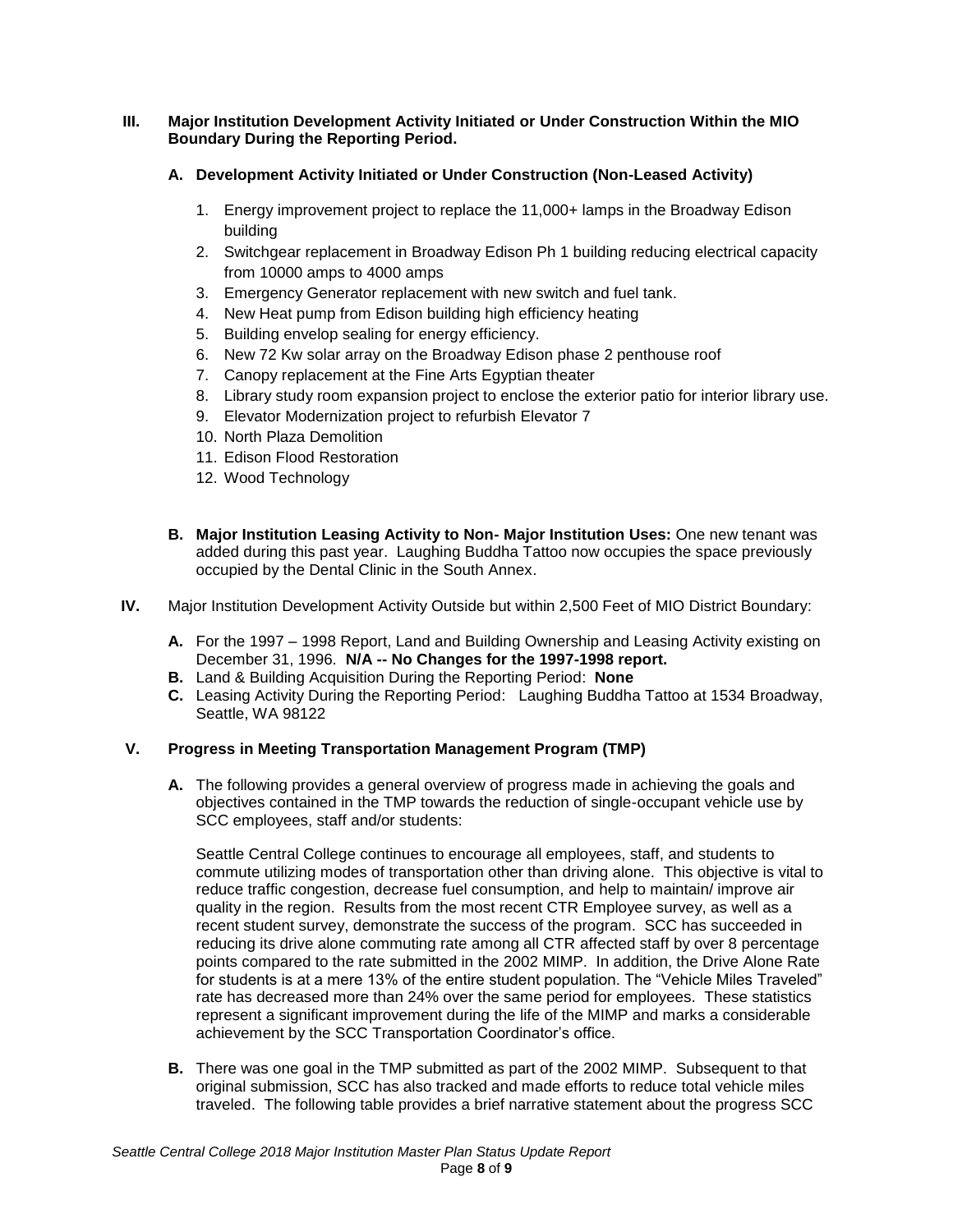## III. Major Institution Development Activity Initiated or Under Construction Within the MIO Boundary During the Reporting Period.

### A. Development Activity Initiated or Under Construction (Non-Leased Activity)

1. Energy improvement project to replace the 11,000+ lamps in the Broadway Edison building
2. Switchgear replacement in Broadway Edison Ph 1 building reducing electrical capacity from 10000 amps to 4000 amps
3. Emergency Generator replacement with new switch and fuel tank.
4. New Heat pump from Edison building high efficiency heating
5. Building envelop sealing for energy efficiency.
6. New 72 Kw solar array on the Broadway Edison phase 2 penthouse roof
7. Canopy replacement at the Fine Arts Egyptian theater
8. Library study room expansion project to enclose the exterior patio for interior library use.
9. Elevator Modernization project to refurbish Elevator 7
10. North Plaza Demolition
11. Edison Flood Restoration
12. Wood Technology

**B. Major Institution Leasing Activity to Non- Major Institution Uses:** One new tenant was added during this past year. Laughing Buddha Tattoo now occupies the space previously occupied by the Dental Clinic in the South Annex.

## IV. Major Institution Development Activity Outside but within 2,500 Feet of MIO District Boundary:

**A.** For the 1997 – 1998 Report, Land and Building Ownership and Leasing Activity existing on December 31, 1996. **N/A -- No Changes for the 1997-1998 report.**

**B.** Land & Building Acquisition During the Reporting Period: **None**

**C.** Leasing Activity During the Reporting Period: Laughing Buddha Tattoo at 1534 Broadway, Seattle, WA 98122

## V. Progress in Meeting Transportation Management Program (TMP)

**A.** The following provides a general overview of progress made in achieving the goals and objectives contained in the TMP towards the reduction of single-occupant vehicle use by SCC employees, staff and/or students:

Seattle Central College continues to encourage all employees, staff, and students to commute utilizing modes of transportation other than driving alone. This objective is vital to reduce traffic congestion, decrease fuel consumption, and help to maintain/ improve air quality in the region. Results from the most recent CTR Employee survey, as well as a recent student survey, demonstrate the success of the program. SCC has succeeded in reducing its drive alone commuting rate among all CTR affected staff by over 8 percentage points compared to the rate submitted in the 2002 MIMP. In addition, the Drive Alone Rate for students is at a mere 13% of the entire student population. The "Vehicle Miles Traveled" rate has decreased more than 24% over the same period for employees. These statistics represent a significant improvement during the life of the MIMP and marks a considerable achievement by the SCC Transportation Coordinator's office.

**B.** There was one goal in the TMP submitted as part of the 2002 MIMP. Subsequent to that original submission, SCC has also tracked and made efforts to reduce total vehicle miles traveled. The following table provides a brief narrative statement about the progress SCC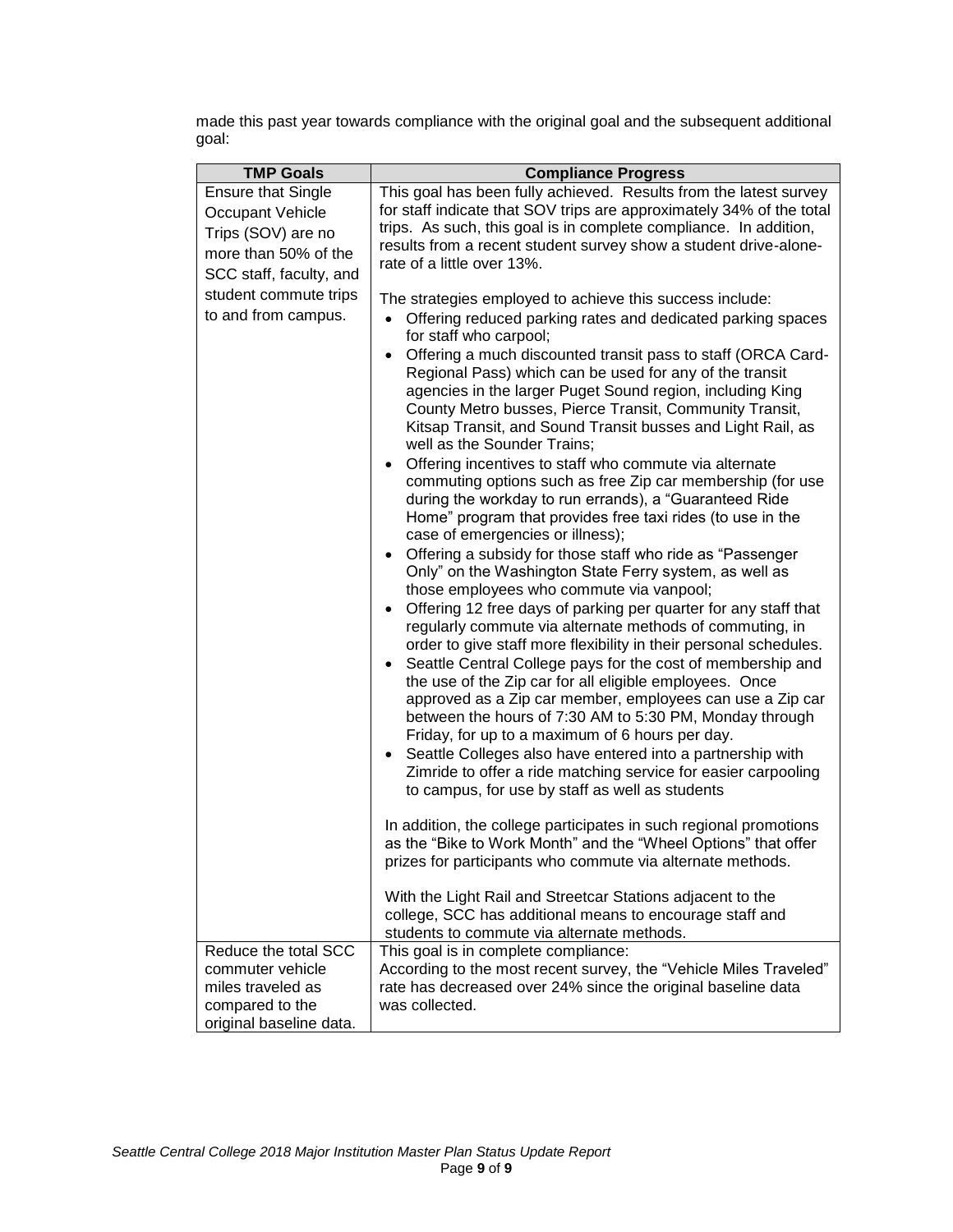made this past year towards compliance with the original goal and the subsequent additional goal:

| TMP Goals | Compliance Progress |
|---|---|
| Ensure that Single Occupant Vehicle Trips (SOV) are no more than 50% of the SCC staff, faculty, and student commute trips to and from campus. | This goal has been fully achieved. Results from the latest survey for staff indicate that SOV trips are approximately 34% of the total trips. As such, this goal is in complete compliance. In addition, results from a recent student survey show a student drive-alone-rate of a little over 13%.<br><br>The strategies employed to achieve this success include:<br>• Offering reduced parking rates and dedicated parking spaces for staff who carpool;<br>• Offering a much discounted transit pass to staff (ORCA Card-Regional Pass) which can be used for any of the transit agencies in the larger Puget Sound region, including King County Metro busses, Pierce Transit, Community Transit, Kitsap Transit, and Sound Transit busses and Light Rail, as well as the Sounder Trains;<br>• Offering incentives to staff who commute via alternate commuting options such as free Zip car membership (for use during the workday to run errands), a "Guaranteed Ride Home" program that provides free taxi rides (to use in the case of emergencies or illness);<br>• Offering a subsidy for those staff who ride as "Passenger Only" on the Washington State Ferry system, as well as those employees who commute via vanpool;<br>• Offering 12 free days of parking per quarter for any staff that regularly commute via alternate methods of commuting, in order to give staff more flexibility in their personal schedules.<br>• Seattle Central College pays for the cost of membership and the use of the Zip car for all eligible employees. Once approved as a Zip car member, employees can use a Zip car between the hours of 7:30 AM to 5:30 PM, Monday through Friday, for up to a maximum of 6 hours per day.<br>• Seattle Colleges also have entered into a partnership with Zimride to offer a ride matching service for easier carpooling to campus, for use by staff as well as students<br><br>In addition, the college participates in such regional promotions as the "Bike to Work Month" and the "Wheel Options" that offer prizes for participants who commute via alternate methods.<br><br>With the Light Rail and Streetcar Stations adjacent to the college, SCC has additional means to encourage staff and students to commute via alternate methods. |
| Reduce the total SCC commuter vehicle miles traveled as compared to the original baseline data. | This goal is in complete compliance:<br>According to the most recent survey, the "Vehicle Miles Traveled" rate has decreased over 24% since the original baseline data was collected. |